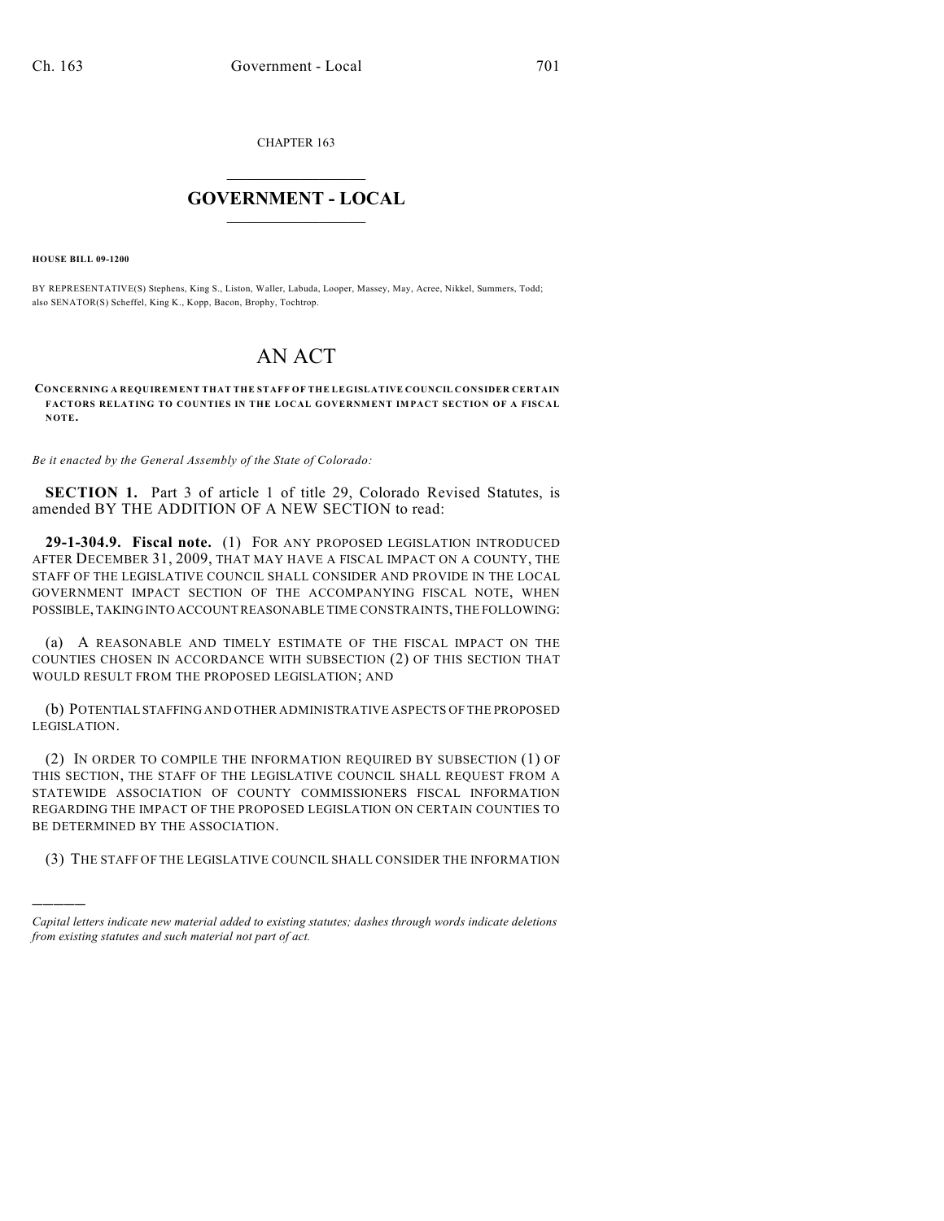CHAPTER 163

# GOVERNMENT - LOCAL

**HOUSE BILL 09-1200**

BY REPRESENTATIVE(S) Stephens, King S., Liston, Waller, Labuda, Looper, Massey, May, Acree, Nikkel, Summers, Todd; also SENATOR(S) Scheffel, King K., Kopp, Bacon, Brophy, Tochtrop.

# AN ACT

**CONCERNING A REQUIREMENT THAT THE STAFF OF THE LEGISLATIVE COUNCIL CONSIDER CERTAIN FACTORS RELATING TO COUNTIES IN THE LOCAL GOVERNMENT IMPACT SECTION OF A FISCAL NOTE.**

*Be it enacted by the General Assembly of the State of Colorado:*

**SECTION 1.** Part 3 of article 1 of title 29, Colorado Revised Statutes, is amended BY THE ADDITION OF A NEW SECTION to read:

**29-1-304.9. Fiscal note.** (1) FOR ANY PROPOSED LEGISLATION INTRODUCED AFTER DECEMBER 31, 2009, THAT MAY HAVE A FISCAL IMPACT ON A COUNTY, THE STAFF OF THE LEGISLATIVE COUNCIL SHALL CONSIDER AND PROVIDE IN THE LOCAL GOVERNMENT IMPACT SECTION OF THE ACCOMPANYING FISCAL NOTE, WHEN POSSIBLE, TAKING INTO ACCOUNT REASONABLE TIME CONSTRAINTS, THE FOLLOWING:

(a) A REASONABLE AND TIMELY ESTIMATE OF THE FISCAL IMPACT ON THE COUNTIES CHOSEN IN ACCORDANCE WITH SUBSECTION (2) OF THIS SECTION THAT WOULD RESULT FROM THE PROPOSED LEGISLATION; AND

(b) POTENTIAL STAFFING AND OTHER ADMINISTRATIVE ASPECTS OF THE PROPOSED LEGISLATION.

(2) IN ORDER TO COMPILE THE INFORMATION REQUIRED BY SUBSECTION (1) OF THIS SECTION, THE STAFF OF THE LEGISLATIVE COUNCIL SHALL REQUEST FROM A STATEWIDE ASSOCIATION OF COUNTY COMMISSIONERS FISCAL INFORMATION REGARDING THE IMPACT OF THE PROPOSED LEGISLATION ON CERTAIN COUNTIES TO BE DETERMINED BY THE ASSOCIATION.

(3) THE STAFF OF THE LEGISLATIVE COUNCIL SHALL CONSIDER THE INFORMATION

---

*Capital letters indicate new material added to existing statutes; dashes through words indicate deletions from existing statutes and such material not part of act.*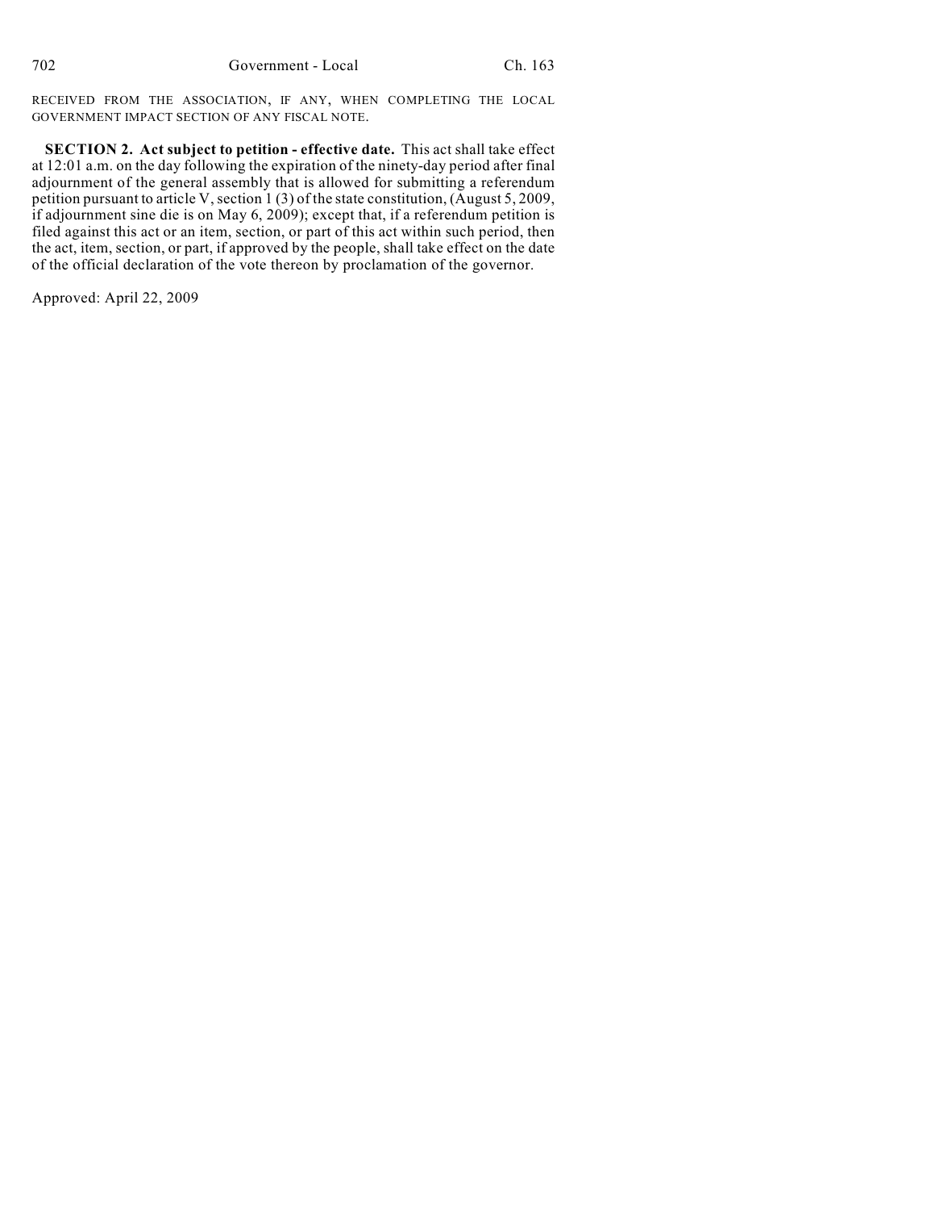RECEIVED FROM THE ASSOCIATION, IF ANY, WHEN COMPLETING THE LOCAL GOVERNMENT IMPACT SECTION OF ANY FISCAL NOTE.

**SECTION 2. Act subject to petition - effective date.** This act shall take effect at 12:01 a.m. on the day following the expiration of the ninety-day period after final adjournment of the general assembly that is allowed for submitting a referendum petition pursuant to article V, section 1 (3) of the state constitution, (August 5, 2009, if adjournment sine die is on May 6, 2009); except that, if a referendum petition is filed against this act or an item, section, or part of this act within such period, then the act, item, section, or part, if approved by the people, shall take effect on the date of the official declaration of the vote thereon by proclamation of the governor.

Approved: April 22, 2009